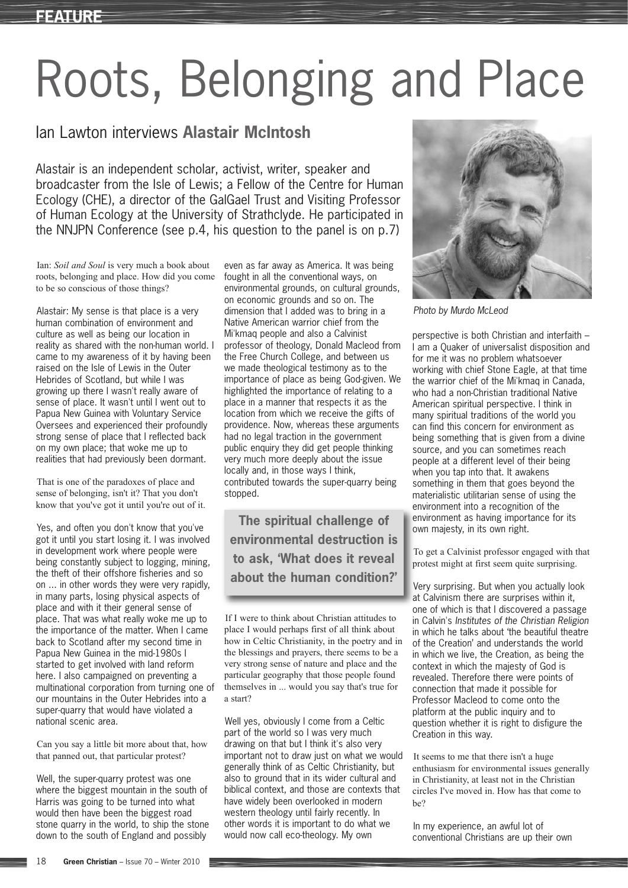# Roots, Belonging and Place

## Ian Lawton interviews **Alastair McIntosh**

Alastair is an independent scholar, activist, writer, speaker and broadcaster from the Isle of Lewis; a Fellow of the Centre for Human Ecology (CHE), a director of the GalGael Trust and Visiting Professor of Human Ecology at the University of Strathclyde. He participated in the NNJPN Conference (see p.4, his question to the panel is on p.7)

Ian: *Soil and Soul* is very much a book about roots, belonging and place. How did you come to be so conscious of those things?

Alastair: My sense is that place is a very human combination of environment and culture as well as being our location in reality as shared with the non-human world. I came to my awareness of it by having been raised on the Isle of Lewis in the Outer Hebrides of Scotland, but while I was growing up there I wasn't really aware of sense of place. It wasn't until I went out to Papua New Guinea with Voluntary Service Oversees and experienced their profoundly strong sense of place that I reflected back on my own place; that woke me up to realities that had previously been dormant.

That is one of the paradoxes of place and sense of belonging, isn't it? That you don't know that you've got it until you're out of it.

Yes, and often you don't know that you've got it until you start losing it. I was involved in development work where people were being constantly subject to logging, mining, the theft of their offshore fisheries and so on ... in other words they were very rapidly, in many parts, losing physical aspects of place and with it their general sense of place. That was what really woke me up to the importance of the matter. When I came back to Scotland after my second time in Papua New Guinea in the mid-1980s I started to get involved with land reform here. I also campaigned on preventing a multinational corporation from turning one of our mountains in the Outer Hebrides into a super-quarry that would have violated a national scenic area.

Can you say a little bit more about that, how that panned out, that particular protest?

Well, the super-quarry protest was one where the biggest mountain in the south of Harris was going to be turned into what would then have been the biggest road stone quarry in the world, to ship the stone down to the south of England and possibly even as far away as America. It was being fought in all the conventional ways, on environmental grounds, on cultural grounds, on economic grounds and so on. The dimension that I added was to bring in a Native American warrior chief from the Mi'kmaq people and also a Calvinist professor of theology, Donald Macleod from the Free Church College, and between us we made theological testimony as to the importance of place as being God-given. We highlighted the importance of relating to a place in a manner that respects it as the location from which we receive the gifts of providence. Now, whereas these arguments had no legal traction in the government public enquiry they did get people thinking very much more deeply about the issue locally and, in those ways I think, contributed towards the super-quarry being stopped.

> **The spiritual challenge of environmental destruction is to ask, 'What does it reveal about the human condition?'**

If I were to think about Christian attitudes to place I would perhaps first of all think about how in Celtic Christianity, in the poetry and in the blessings and prayers, there seems to be a very strong sense of nature and place and the particular geography that those people found themselves in ... would you say that's true for a start?

Well yes, obviously I come from a Celtic part of the world so I was very much drawing on that but I think it's also very important not to draw just on what we would generally think of as Celtic Christianity, but also to ground that in its wider cultural and biblical context, and those are contexts that have widely been overlooked in modern western theology until fairly recently. In other words it is important to do what we would now call eco-theology. My own perspective is both Christian and interfaith – I am a Quaker of universalist disposition and for me it was no problem whatsoever working with chief Stone Eagle, at that time the warrior chief of the Mi'kmaq in Canada, who had a non-Christian traditional Native American spiritual perspective. I think in many spiritual traditions of the world you can find this concern for environment as being something that is given from a divine source, and you can sometimes reach people at a different level of their being when you tap into that. It awakens something in them that goes beyond the materialistic utilitarian sense of using the environment into a recognition of the environment as having importance for its own majesty, in its own right.

*Photo by Murdo McLeod*

To get a Calvinist professor engaged with that protest might at first seem quite surprising.

Very surprising. But when you actually look at Calvinism there are surprises within it, one of which is that I discovered a passage in Calvin's *Institutes of the Christian Religion* in which he talks about 'the beautiful theatre of the Creation' and understands the world in which we live, the Creation, as being the context in which the majesty of God is revealed. Therefore there were points of connection that made it possible for Professor Macleod to come onto the platform at the public inquiry and to question whether it is right to disfigure the Creation in this way.

It seems to me that there isn't a huge enthusiasm for environmental issues generally in Christianity, at least not in the Christian circles I've moved in. How has that come to be?

In my experience, an awful lot of conventional Christians are up their own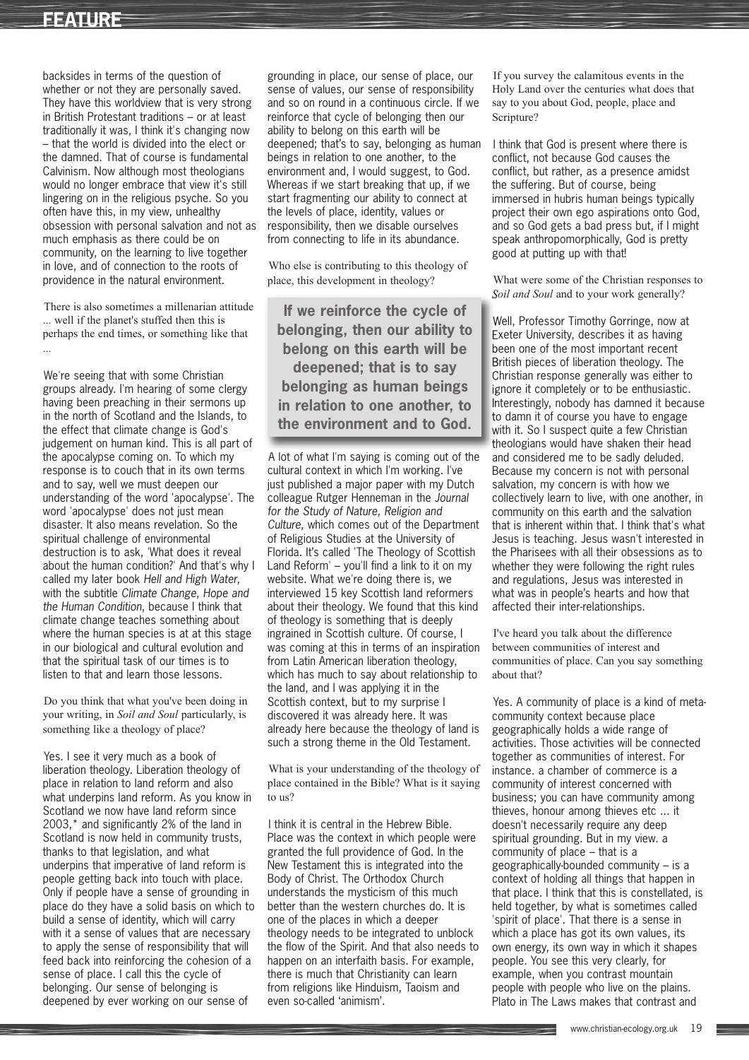backsides in terms of the question of whether or not they are personally saved. They have this worldview that is very strong in British Protestant traditions – or at least traditionally it was, I think it's changing now – that the world is divided into the elect or the damned. That of course is fundamental Calvinism. Now although most theologians would no longer embrace that view it's still lingering on in the religious psyche. So you often have this, in my view, unhealthy obsession with personal salvation and not as much emphasis as there could be on community, on the learning to live together in love, and of connection to the roots of providence in the natural environment.

There is also sometimes a millenarian attitude ... well if the planet's stuffed then this is perhaps the end times, or something like that ...

We're seeing that with some Christian groups already. I'm hearing of some clergy having been preaching in their sermons up in the north of Scotland and the Islands, to the effect that climate change is God's judgement on human kind. This is all part of the apocalypse coming on. To which my response is to couch that in its own terms and to say, well we must deepen our understanding of the word 'apocalypse'. The word 'apocalypse' does not just mean disaster. It also means revelation. So the spiritual challenge of environmental destruction is to ask, 'What does it reveal about the human condition?' And that's why I called my later book *Hell and High Water,* with the subtitle *Climate Change, Hope and the Human Condition*, because I think that climate change teaches something about where the human species is at at this stage in our biological and cultural evolution and that the spiritual task of our times is to listen to that and learn those lessons.

Do you think that what you've been doing in your writing, in *Soil and Soul* particularly, is something like a theology of place?

Yes. I see it very much as a book of liberation theology. Liberation theology of place in relation to land reform and also what underpins land reform. As you know in Scotland we now have land reform since 2003,* and significantly 2% of the land in Scotland is now held in community trusts, thanks to that legislation, and what underpins that imperative of land reform is people getting back into touch with place. Only if people have a sense of grounding in place do they have a solid basis on which to build a sense of identity, which will carry with it a sense of values that are necessary to apply the sense of responsibility that will feed back into reinforcing the cohesion of a sense of place. I call this the cycle of belonging. Our sense of belonging is deepened by ever working on our sense of grounding in place, our sense of place, our sense of values, our sense of responsibility and so on round in a continuous circle. If we reinforce that cycle of belonging then our ability to belong on this earth will be deepened; that's to say, belonging as human beings in relation to one another, to the environment and, I would suggest, to God. Whereas if we start breaking that up, if we start fragmenting our ability to connect at the levels of place, identity, values or responsibility, then we disable ourselves from connecting to life in its abundance.

Who else is contributing to this theology of place, this development in theology?

**If we reinforce the cycle of belonging, then our ability to belong on this earth will be deepened; that is to say belonging as human beings in relation to one another, to the environment and to God.**

A lot of what I'm saying is coming out of the cultural context in which I'm working. I've just published a major paper with my Dutch colleague Rutger Henneman in the *Journal for the Study of Nature, Religion and Culture*, which comes out of the Department of Religious Studies at the University of Florida. It's called 'The Theology of Scottish Land Reform' – you'll find a link to it on my website. What we're doing there is, we interviewed 15 key Scottish land reformers about their theology. We found that this kind of theology is something that is deeply ingrained in Scottish culture. Of course, I was coming at this in terms of an inspiration from Latin American liberation theology, which has much to say about relationship to the land, and I was applying it in the Scottish context, but to my surprise I discovered it was already here. It was already here because the theology of land is such a strong theme in the Old Testament.

What is your understanding of the theology of place contained in the Bible? What is it saying to us?

I think it is central in the Hebrew Bible. Place was the context in which people were granted the full providence of God. In the New Testament this is integrated into the Body of Christ. The Orthodox Church understands the mysticism of this much better than the western churches do. It is one of the places in which a deeper theology needs to be integrated to unblock the flow of the Spirit. And that also needs to happen on an interfaith basis. For example, there is much that Christianity can learn from religions like Hinduism, Taoism and even so-called 'animism'.

If you survey the calamitous events in the Holy Land over the centuries what does that say to you about God, people, place and Scripture?

I think that God is present where there is conflict, not because God causes the conflict, but rather, as a presence amidst the suffering. But of course, being immersed in hubris human beings typically project their own ego aspirations onto God, and so God gets a bad press but, if I might speak anthropomorphically, God is pretty good at putting up with that!

What were some of the Christian responses to *Soil and Soul* and to your work generally?

Well, Professor Timothy Gorringe, now at Exeter University, describes it as having been one of the most important recent British pieces of liberation theology. The Christian response generally was either to ignore it completely or to be enthusiastic. Interestingly, nobody has damned it because to damn it of course you have to engage with it. So I suspect quite a few Christian theologians would have shaken their head and considered me to be sadly deluded. Because my concern is not with personal salvation, my concern is with how we collectively learn to live, with one another, in community on this earth and the salvation that is inherent within that. I think that's what Jesus is teaching. Jesus wasn't interested in the Pharisees with all their obsessions as to whether they were following the right rules and regulations, Jesus was interested in what was in people's hearts and how that affected their inter-relationships.

I've heard you talk about the difference between communities of interest and communities of place. Can you say something about that?

Yes. A community of place is a kind of meta-community context because place geographically holds a wide range of activities. Those activities will be connected together as communities of interest. For instance. a chamber of commerce is a community of interest concerned with business; you can have community among thieves, honour among thieves etc ... it doesn't necessarily require any deep spiritual grounding. But in my view. a community of place – that is a geographically-bounded community – is a context of holding all things that happen in that place. I think that this is constellated, is held together, by what is sometimes called 'spirit of place'. That there is a sense in which a place has got its own values, its own energy, its own way in which it shapes people. You see this very clearly, for example, when you contrast mountain people with people who live on the plains. Plato in The Laws makes that contrast and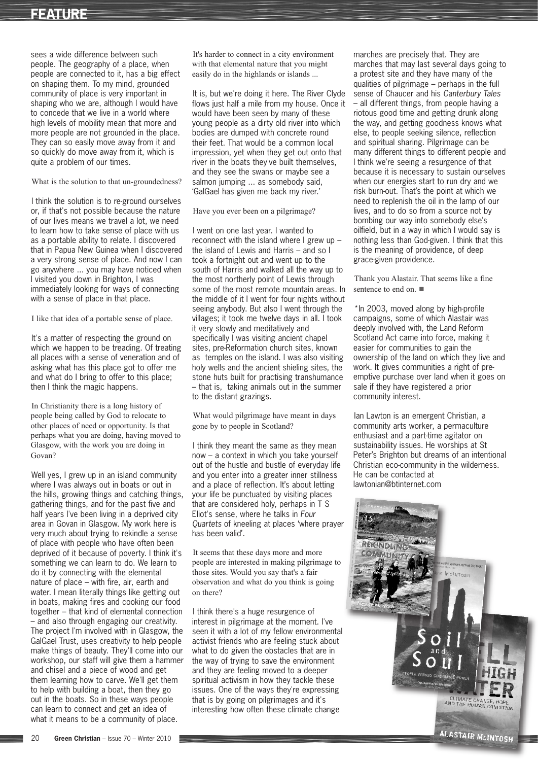sees a wide difference between such people. The geography of a place, when people are connected to it, has a big effect on shaping them. To my mind, grounded community of place is very important in shaping who we are, although I would have to concede that we live in a world where high levels of mobility mean that more and more people are not grounded in the place. They can so easily move away from it and so quickly do move away from it, which is quite a problem of our times.

What is the solution to that un-groundedness?

I think the solution is to re-ground ourselves or, if that's not possible because the nature of our lives means we travel a lot, we need to learn how to take sense of place with us as a portable ability to relate. I discovered that in Papua New Guinea when I discovered a very strong sense of place. And now I can go anywhere ... you may have noticed when I visited you down in Brighton, I was immediately looking for ways of connecting with a sense of place in that place.

I like that idea of a portable sense of place.

It's a matter of respecting the ground on which we happen to be treading. Of treating all places with a sense of veneration and of asking what has this place got to offer me and what do I bring to offer to this place; then I think the magic happens.

In Christianity there is a long history of people being called by God to relocate to other places of need or opportunity. Is that perhaps what you are doing, having moved to Glasgow, with the work you are doing in Govan?

Well yes, I grew up in an island community where I was always out in boats or out in the hills, growing things and catching things, gathering things, and for the past five and half years I've been living in a deprived city area in Govan in Glasgow. My work here is very much about trying to rekindle a sense of place with people who have often been deprived of it because of poverty. I think it's something we can learn to do. We learn to do it by connecting with the elemental nature of place – with fire, air, earth and water. I mean literally things like getting out in boats, making fires and cooking our food together – that kind of elemental connection – and also through engaging our creativity. The project I'm involved with in Glasgow, the GalGael Trust, uses creativity to help people make things of beauty. They'll come into our workshop, our staff will give them a hammer and chisel and a piece of wood and get them learning how to carve. We'll get them to help with building a boat, then they go out in the boats. So in these ways people can learn to connect and get an idea of what it means to be a community of place.

It's harder to connect in a city environment with that elemental nature that you might easily do in the highlands or islands ...

It is, but we're doing it here. The River Clyde flows just half a mile from my house. Once it would have been seen by many of these young people as a dirty old river into which bodies are dumped with concrete round their feet. That would be a common local impression, yet when they get out onto that river in the boats they've built themselves, and they see the swans or maybe see a salmon jumping ... as somebody said, 'GalGael has given me back my river.'

Have you ever been on a pilgrimage?

I went on one last year. I wanted to reconnect with the island where I grew up – the island of Lewis and Harris – and so I took a fortnight out and went up to the south of Harris and walked all the way up to the most northerly point of Lewis through some of the most remote mountain areas. In the middle of it I went for four nights without seeing anybody. But also I went through the villages; it took me twelve days in all. I took it very slowly and meditatively and specifically I was visiting ancient chapel sites, pre-Reformation church sites, known as temples on the island. I was also visiting holy wells and the ancient shieling sites, the stone huts built for practising transhumance – that is, taking animals out in the summer to the distant grazings.

What would pilgrimage have meant in days gone by to people in Scotland?

I think they meant the same as they mean now – a context in which you take yourself out of the hustle and bustle of everyday life and you enter into a greater inner stillness and a place of reflection. It's about letting your life be punctuated by visiting places that are considered holy, perhaps in T S Eliot's sense, where he talks in *Four Quartets* of kneeling at places 'where prayer has been valid'.

It seems that these days more and more people are interested in making pilgrimage to those sites. Would you say that's a fair observation and what do you think is going on there?

I think there's a huge resurgence of interest in pilgrimage at the moment. I've seen it with a lot of my fellow environmental activist friends who are feeling stuck about what to do given the obstacles that are in the way of trying to save the environment and they are feeling moved to a deeper spiritual activism in how they tackle these issues. One of the ways they're expressing that is by going on pilgrimages and it's interesting how often these climate change marches are precisely that. They are marches that may last several days going to a protest site and they have many of the qualities of pilgrimage – perhaps in the full sense of Chaucer and his *Canterbury Tales* – all different things, from people having a riotous good time and getting drunk along the way, and getting goodness knows what else, to people seeking silence, reflection and spiritual sharing. Pilgrimage can be many different things to different people and I think we're seeing a resurgence of that because it is necessary to sustain ourselves when our energies start to run dry and we risk burn-out. That's the point at which we need to replenish the oil in the lamp of our lives, and to do so from a source not by bombing our way into somebody else's oilfield, but in a way in which I would say is nothing less than God-given. I think that this is the meaning of providence, of deep grace-given providence.

Thank you Alastair. That seems like a fine sentence to end on. ■

*In 2003, moved along by high-profile campaigns, some of which Alastair was deeply involved with, the Land Reform Scotland Act came into force, making it easier for communities to gain the ownership of the land on which they live and work. It gives communities a right of pre-emptive purchase over land when it goes on sale if they have registered a prior community interest.

Ian Lawton is an emergent Christian, a community arts worker, a permaculture enthusiast and a part-time agitator on sustainability issues. He worships at St Peter's Brighton but dreams of an intentional Christian eco-community in the wilderness. He can be contacted at lawtonian@btinternet.com